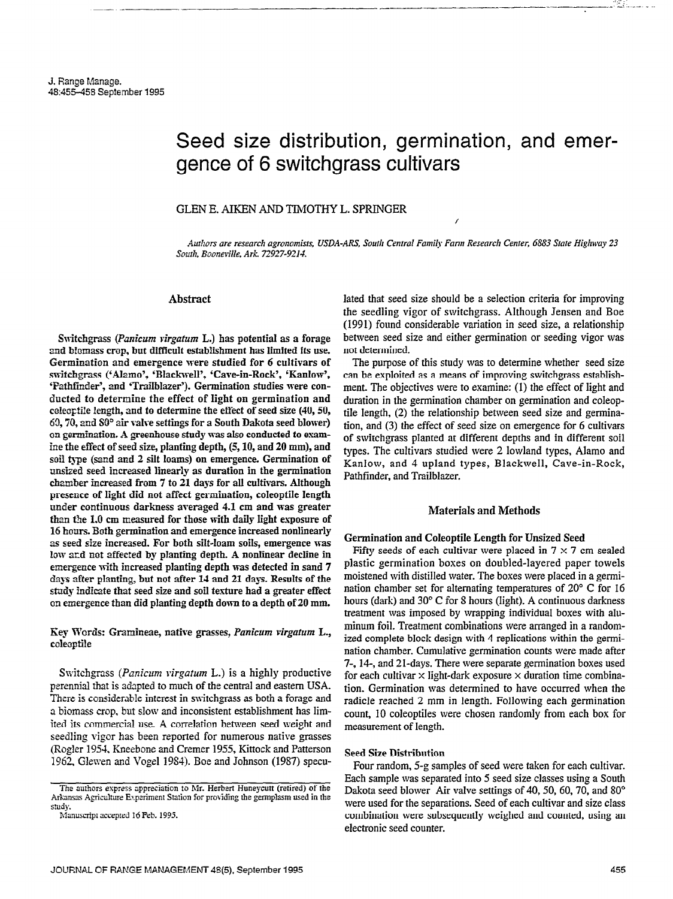# Seed size distribution, germination, and emergence of 6 switchgrass cultivars

GLEN E. AIKEN AND TIMOTHY L. SPRINGER

*Authors are research agronomists, USDA-ARS, South Central Family Farm Research Center, 6883 State Highway 23 South, Booneville, Ark. 72927-9214.*

## Abstract

**Switchgrass (*Panicum virgatum* L.) has potential as a forage and biomass crop, but difficult establishment has limited its use. Germination and emergence were studied for 6 cultivars of switchgrass ('Alamo', 'Blackwell', 'Cave-in-Rock', 'Kanlow', 'Pathfinder', and 'Trailblazer'). Germination studies were conducted to determine the effect of light on germination and coleoptile length, and to determine the effect of seed size (40, 50, 60, 70, and 80° air valve settings for a South Dakota seed blower) on germination. A greenhouse study was also conducted to examine the effect of seed size, planting depth, (5, 10, and 20 mm), and soil type (sand and 2 silt loams) on emergence. Germination of unsized seed increased linearly as duration in the germination chamber increased from 7 to 21 days for all cultivars. Although presence of light did not affect germination, coleoptile length under continuous darkness averaged 4.1 cm and was greater than the 1.0 cm measured for those with daily light exposure of 16 hours. Both germination and emergence increased nonlinearly as seed size increased. For both silt-loam soils, emergence was low and not affected by planting depth. A nonlinear decline in emergence with increased planting depth was detected in sand 7 days after planting, but not after 14 and 21 days. Results of the study indicate that seed size and soil texture had a greater effect on emergence than did planting depth down to a depth of 20 mm.**

**Key Words: Gramineae, native grasses, *Panicum virgatum* L., coleoptile**

Switchgrass (*Panicum virgatum* L.) is a highly productive perennial that is adapted to much of the central and eastern USA. There is considerable interest in switchgrass as both a forage and a biomass crop, but slow and inconsistent establishment has limited its commercial use. A correlation between seed weight and seedling vigor has been reported for numerous native grasses (Rogler 1954, Kneebone and Cremer 1955, Kittock and Patterson 1962, Glewen and Vogel 1984). Boe and Johnson (1987) speculated that seed size should be a selection criteria for improving the seedling vigor of switchgrass. Although Jensen and Boe (1991) found considerable variation in seed size, a relationship between seed size and either germination or seeding vigor was not determined.

The purpose of this study was to determine whether seed size can be exploited as a means of improving switchgrass establishment. The objectives were to examine: (1) the effect of light and duration in the germination chamber on germination and coleoptile length, (2) the relationship between seed size and germination, and (3) the effect of seed size on emergence for 6 cultivars of switchgrass planted at different depths and in different soil types. The cultivars studied were 2 lowland types, Alamo and Kanlow, and 4 upland types, Blackwell, Cave-in-Rock, Pathfinder, and Trailblazer.

The authors express appreciation to Mr. Herbert Huneycutt (retired) of the Arkansas Agriculture Experiment Station for providing the germplasm used in the study.

Manuscript accepted 16 Feb. 1995.

## Materials and Methods

### Germination and Coleoptile Length for Unsized Seed

Fifty seeds of each cultivar were placed in 7 × 7 cm sealed plastic germination boxes on doubled-layered paper towels moistened with distilled water. The boxes were placed in a germination chamber set for alternating temperatures of 20° C for 16 hours (dark) and 30° C for 8 hours (light). A continuous darkness treatment was imposed by wrapping individual boxes with aluminum foil. Treatment combinations were arranged in a randomized complete block design with 4 replications within the germination chamber. Cumulative germination counts were made after 7-, 14-, and 21-days. There were separate germination boxes used for each cultivar × light-dark exposure × duration time combination. Germination was determined to have occurred when the radicle reached 2 mm in length. Following each germination count, 10 coleoptiles were chosen randomly from each box for measurement of length.

### Seed Size Distribution

Four random, 5-g samples of seed were taken for each cultivar. Each sample was separated into 5 seed size classes using a South Dakota seed blower Air valve settings of 40, 50, 60, 70, and 80° were used for the separations. Seed of each cultivar and size class combination were subsequently weighed and counted, using an electronic seed counter.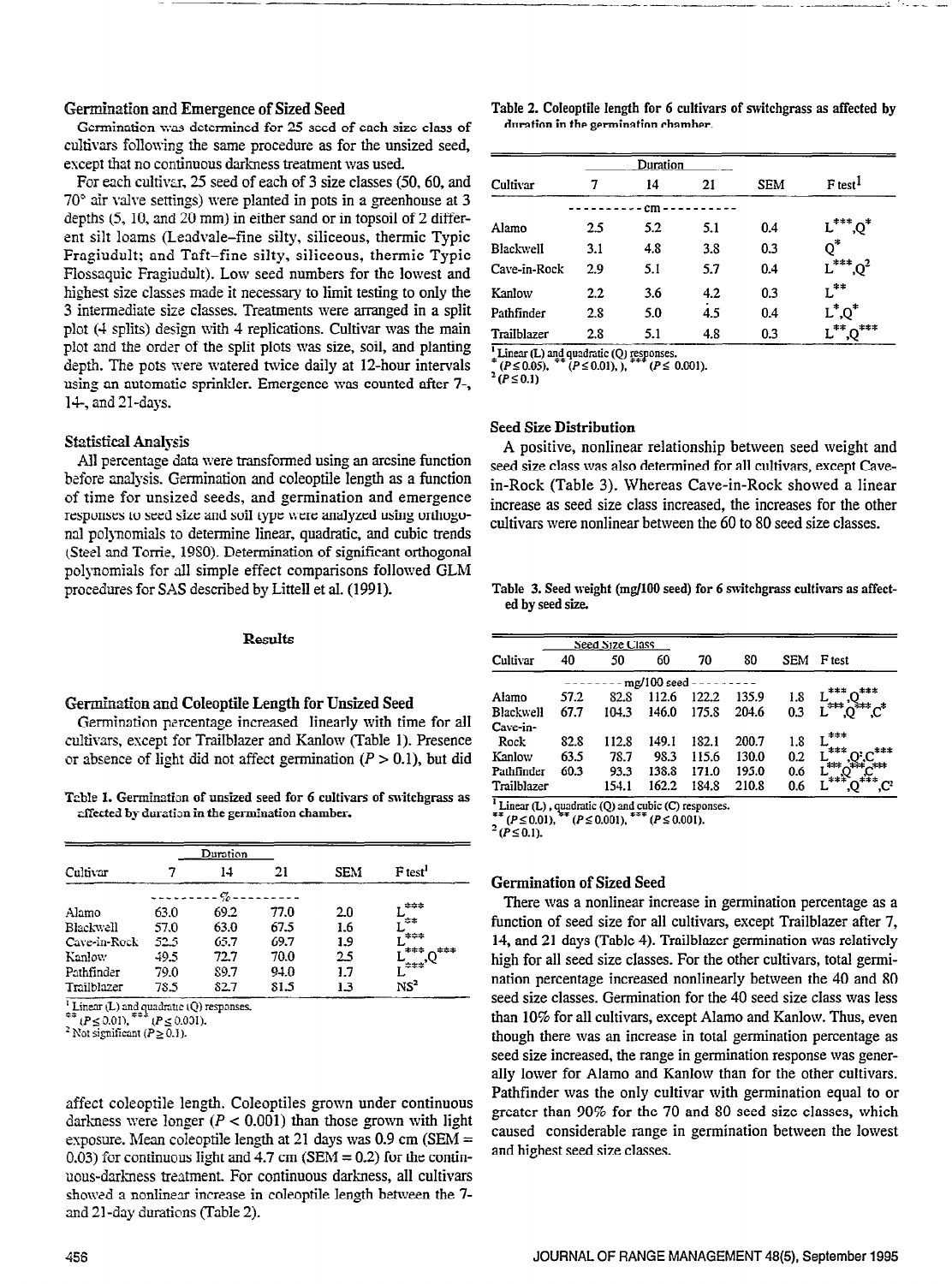### Germination and Emergence of Sized Seed

Germination was determined for 25 seed of each size class of cultivars following the same procedure as for the unsized seed, except that no continuous darkness treatment was used.

For each cultivar, 25 seed of each of 3 size classes (50, 60, and 70° air valve settings) were planted in pots in a greenhouse at 3 depths (5, 10, and 20 mm) in either sand or in topsoil of 2 different silt loams (Leadvale–fine silty, siliceous, thermic Typic Fragiudult; and Taft–fine silty, siliceous, thermic Typic Flossaqulc Fragiudult). Low seed numbers for the lowest and highest size classes made it necessary to limit testing to only the 3 intermediate size classes. Treatments were arranged in a split plot (4 splits) design with 4 replications. Cultivar was the main plot and the order of the split plots was size, soil, and planting depth. The pots were watered twice daily at 12-hour intervals using an automatic sprinkler. Emergence was counted after 7-, 14-, and 21-days.

### Statistical Analysis

All percentage data were transformed using an arcsine function before analysis. Germination and coleoptile length as a function of time for unsized seeds, and germination and emergence responses to seed size and soil type were analyzed using orthogonal polynomials to determine linear, quadratic, and cubic trends (Steel and Torrie, 1980). Determination of significant orthogonal polynomials for all simple effect comparisons followed GLM procedures for SAS described by Littell et al. (1991).

## Results

### Germination and Coleoptile Length for Unsized Seed

Germination percentage increased linearly with time for all cultivars, except for Trailblazer and Kanlow (Table 1). Presence or absence of light did not affect germination ($P > 0.1$), but did affect coleoptile length. Coleoptiles grown under continuous darkness were longer ($P < 0.001$) than those grown with light exposure. Mean coleoptile length at 21 days was 0.9 cm (SEM = 0.03) for continuous light and 4.7 cm (SEM = 0.2) for the continuous-darkness treatment. For continuous darkness, all cultivars showed a nonlinear increase in coleoptile length between the 7- and 21-day durations (Table 2).

**Table 1. Germination of unsized seed for 6 cultivars of switchgrass as affected by duration in the germination chamber.**

| Cultivar | Duration 7 | 14 | 21 | SEM | F test[1] |
|---|---|---|---|---|---|
| | ---------- % ---------- | | | | |
| Alamo | 63.0 | 69.2 | 77.0 | 2.0 | L*** |
| Blackwell | 57.0 | 63.0 | 67.5 | 1.6 | L** |
| Cave-in-Rock | 52.5 | 65.7 | 69.7 | 1.9 | L*** |
| Kanlow | 49.5 | 72.7 | 70.0 | 2.5 | L***,Q*** |
| Pathfinder | 79.0 | 89.7 | 94.0 | 1.7 | L*** |
| Trailblazer | 78.5 | 82.7 | 81.5 | 1.3 | NS[2] |

[1] Linear (L) and quadratic (Q) responses.
** ($P \leq 0.01$), *** ($P \leq 0.001$).
[2] Not significant ($P \geq 0.1$).

**Table 2. Coleoptile length for 6 cultivars of switchgrass as affected by duration in the germination chamber.**

| Cultivar | Duration 7 | 14 | 21 | SEM | F test[1] |
|---|---|---|---|---|---|
| | ---------- cm ---------- | | | | |
| Alamo | 2.5 | 5.2 | 5.1 | 0.4 | L***,Q* |
| Blackwell | 3.1 | 4.8 | 3.8 | 0.3 | Q* |
| Cave-in-Rock | 2.9 | 5.1 | 5.7 | 0.4 | L***,Q[2] |
| Kanlow | 2.2 | 3.6 | 4.2 | 0.3 | L** |
| Pathfinder | 2.8 | 5.0 | 4.5 | 0.4 | L*,Q* |
| Trailblazer | 2.8 | 5.1 | 4.8 | 0.3 | L**,Q*** |

[1] Linear (L) and quadratic (Q) responses.
* ($P \leq 0.05$), ** ($P \leq 0.01$), *** ($P \leq 0.001$).
[2] ($P \leq 0.1$)

### Seed Size Distribution

A positive, nonlinear relationship between seed weight and seed size class was also determined for all cultivars, except Cave-in-Rock (Table 3). Whereas Cave-in-Rock showed a linear increase as seed size class increased, the increases for the other cultivars were nonlinear between the 60 to 80 seed size classes.

**Table 3. Seed weight (mg/100 seed) for 6 switchgrass cultivars as affected by seed size.**

| Cultivar | Seed Size Class 40 | 50 | 60 | 70 | 80 | SEM | F test |
|---|---|---|---|---|---|---|---|
| | -------- mg/100 seed -------- | | | | | | |
| Alamo | 57.2 | 82.8 | 112.6 | 122.2 | 135.9 | 1.8 | L***,Q*** |
| Blackwell | 67.7 | 104.3 | 146.0 | 175.8 | 204.6 | 0.3 | L***,Q***,C* |
| Cave-in-Rock | 82.8 | 112.8 | 149.1 | 182.1 | 200.7 | 1.8 | L*** |
| Kanlow | 63.5 | 78.7 | 98.3 | 115.6 | 130.0 | 0.2 | L***,Q,C*** |
| Pathfinder | 60.3 | 93.3 | 138.8 | 171.0 | 195.0 | 0.6 | L***,Q***,C*** |
| Trailblazer | | 154.1 | 162.2 | 184.8 | 210.8 | 0.6 | L***,Q***,C[2] |

[1] Linear (L), quadratic (Q) and cubic (C) responses.
** ($P \leq 0.01$), ** ($P \leq 0.001$), *** ($P \leq 0.001$).
[2] ($P \leq 0.1$).

### Germination of Sized Seed

There was a nonlinear increase in germination percentage as a function of seed size for all cultivars, except Trailblazer after 7, 14, and 21 days (Table 4). Trailblazer germination was relatively high for all seed size classes. For the other cultivars, total germination percentage increased nonlinearly between the 40 and 80 seed size classes. Germination for the 40 seed size class was less than 10% for all cultivars, except Alamo and Kanlow. Thus, even though there was an increase in total germination percentage as seed size increased, the range in germination response was generally lower for Alamo and Kanlow than for the other cultivars. Pathfinder was the only cultivar with germination equal to or greater than 90% for the 70 and 80 seed size classes, which caused considerable range in germination between the lowest and highest seed size classes.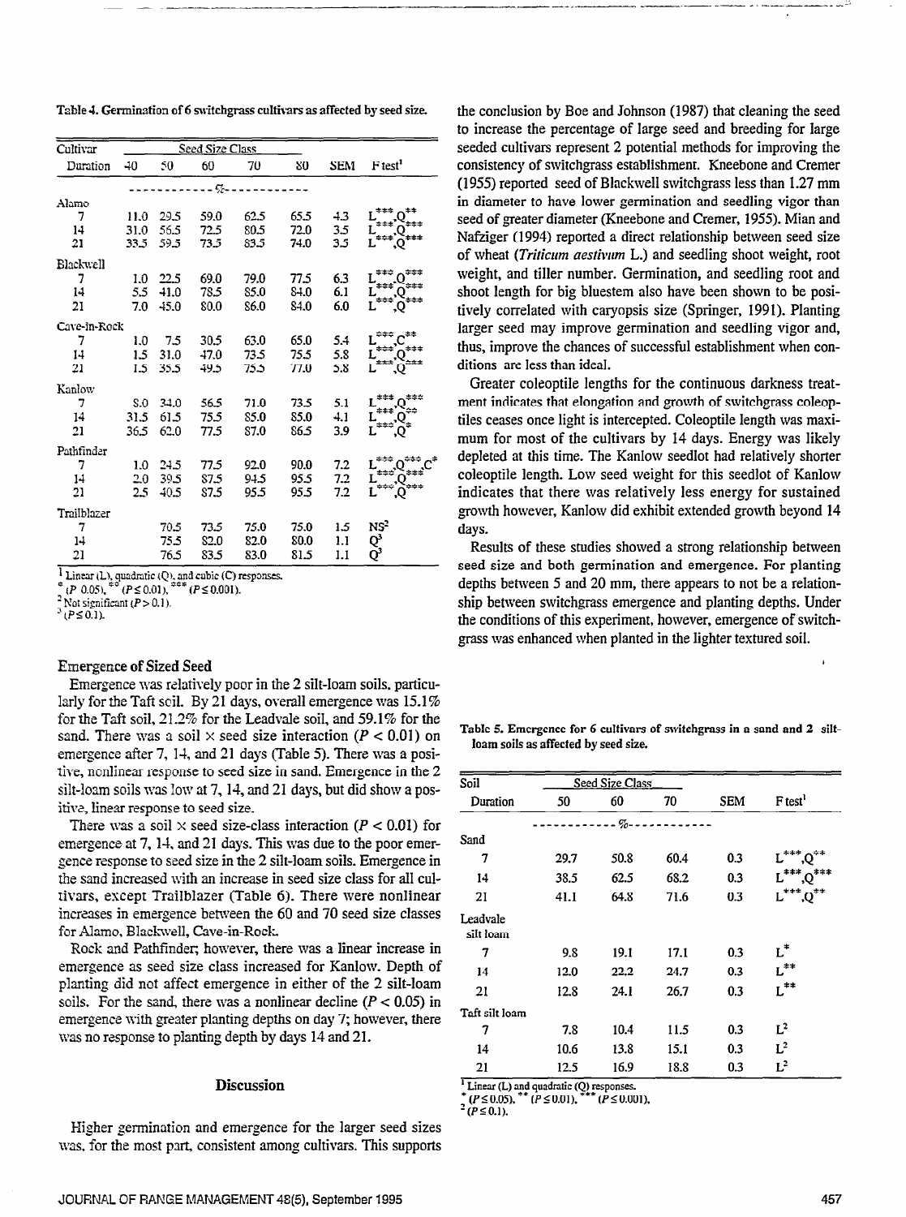Table 4. Germination of 6 switchgrass cultivars as affected by seed size.

| Cultivar | Seed Size Class | | | | | | |
|---|---|---|---|---|---|---|---|
| Duration | 40 | 50 | 60 | 70 | 80 | SEM | F test[1] |
| | ------------ | ------------ | % | ------------ | ------------ | | |
| Alamo | | | | | | | |
| 7 | 11.0 | 29.5 | 59.0 | 62.5 | 65.5 | 4.3 | L***,Q** |
| 14 | 31.0 | 56.5 | 72.5 | 80.5 | 72.0 | 3.5 | L***,Q*** |
| 21 | 33.5 | 59.5 | 73.5 | 83.5 | 74.0 | 3.5 | L***,Q*** |
| Blackwell | | | | | | | |
| 7 | 1.0 | 22.5 | 69.0 | 79.0 | 77.5 | 6.3 | L***,Q*** |
| 14 | 5.5 | 41.0 | 78.5 | 85.0 | 84.0 | 6.1 | L***,Q*** |
| 21 | 7.0 | 45.0 | 80.0 | 86.0 | 84.0 | 6.0 | L***,Q*** |
| Cave-in-Rock | | | | | | | |
| 7 | 1.0 | 7.5 | 30.5 | 63.0 | 65.0 | 5.4 | L***,C** |
| 14 | 1.5 | 31.0 | 47.0 | 73.5 | 75.5 | 5.8 | L***,Q*** |
| 21 | 1.5 | 35.5 | 49.5 | 75.5 | 77.0 | 5.8 | L***,Q*** |
| Kanlow | | | | | | | |
| 7 | 8.0 | 34.0 | 56.5 | 71.0 | 73.5 | 5.1 | L***,Q*** |
| 14 | 31.5 | 61.5 | 75.5 | 85.0 | 85.0 | 4.1 | L***,Q** |
| 21 | 36.5 | 62.0 | 77.5 | 87.0 | 86.5 | 3.9 | L***,Q* |
| Pathfinder | | | | | | | |
| 7 | 1.0 | 24.5 | 77.5 | 92.0 | 90.0 | 7.2 | L***,Q***,C* |
| 14 | 2.0 | 39.5 | 87.5 | 94.5 | 95.5 | 7.2 | L***,Q*** |
| 21 | 2.5 | 40.5 | 87.5 | 95.5 | 95.5 | 7.2 | L***,Q*** |
| Trailblazer | | | | | | | |
| 7 | | 70.5 | 73.5 | 75.0 | 75.0 | 1.5 | NS[2] |
| 14 | | 75.5 | 82.0 | 82.0 | 80.0 | 1.1 | Q[3] |
| 21 | | 76.5 | 83.5 | 83.0 | 81.5 | 1.1 | Q[3] |

[1] Linear (L), quadratic (Q), and cubic (C) responses.
* (P 0.05), ** (P ≤ 0.01), *** (P ≤ 0.001).
[2] Not significant (P > 0.1).
[3] (P ≤ 0.1).

### Emergence of Sized Seed

Emergence was relatively poor in the 2 silt-loam soils, particularly for the Taft soil. By 21 days, overall emergence was 15.1% for the Taft soil, 21.2% for the Leadvale soil, and 59.1% for the sand. There was a soil × seed size interaction ($P < 0.01$) on emergence after 7, 14, and 21 days (Table 5). There was a positive, nonlinear response to seed size in sand. Emergence in the 2 silt-loam soils was low at 7, 14, and 21 days, but did show a positive, linear response to seed size.

There was a soil × seed size-class interaction ($P < 0.01$) for emergence at 7, 14, and 21 days. This was due to the poor emergence response to seed size in the 2 silt-loam soils. Emergence in the sand increased with an increase in seed size class for all cultivars, except Trailblazer (Table 6). There were nonlinear increases in emergence between the 60 and 70 seed size classes for Alamo, Blackwell, Cave-in-Rock.

Rock and Pathfinder; however, there was a linear increase in emergence as seed size class increased for Kanlow. Depth of planting did not affect emergence in either of the 2 silt-loam soils. For the sand, there was a nonlinear decline ($P < 0.05$) in emergence with greater planting depths on day 7; however, there was no response to planting depth by days 14 and 21.

## Discussion

Higher germination and emergence for the larger seed sizes was, for the most part, consistent among cultivars. This supports the conclusion by Boe and Johnson (1987) that cleaning the seed to increase the percentage of large seed and breeding for large seeded cultivars represent 2 potential methods for improving the consistency of switchgrass establishment. Kneebone and Cremer (1955) reported seed of Blackwell switchgrass less than 1.27 mm in diameter to have lower germination and seedling vigor than seed of greater diameter (Kneebone and Cremer, 1955). Mian and Nafziger (1994) reported a direct relationship between seed size of wheat (*Triticum aestivum* L.) and seedling shoot weight, root weight, and tiller number. Germination, and seedling root and shoot length for big bluestem also have been shown to be positively correlated with caryopsis size (Springer, 1991). Planting larger seed may improve germination and seedling vigor and, thus, improve the chances of successful establishment when conditions are less than ideal.

Greater coleoptile lengths for the continuous darkness treatment indicates that elongation and growth of switchgrass coleoptiles ceases once light is intercepted. Coleoptile length was maximum for most of the cultivars by 14 days. Energy was likely depleted at this time. The Kanlow seedlot had relatively shorter coleoptile length. Low seed weight for this seedlot of Kanlow indicates that there was relatively less energy for sustained growth however, Kanlow did exhibit extended growth beyond 14 days.

Results of these studies showed a strong relationship between seed size and both germination and emergence. For planting depths between 5 and 20 mm, there appears to not be a relationship between switchgrass emergence and planting depths. Under the conditions of this experiment, however, emergence of switchgrass was enhanced when planted in the lighter textured soil.

Table 5. Emergence for 6 cultivars of switchgrass in a sand and 2 silt-loam soils as affected by seed size.

| Soil | Seed Size Class | | | | |
|---|---|---|---|---|---|
| Duration | 50 | 60 | 70 | SEM | F test[1] |
| | ------------ | % | ------------ | | |
| Sand | | | | | |
| 7 | 29.7 | 50.8 | 60.4 | 0.3 | L***,Q** |
| 14 | 38.5 | 62.5 | 68.2 | 0.3 | L***,Q*** |
| 21 | 41.1 | 64.8 | 71.6 | 0.3 | L***,Q** |
| Leadvale silt loam | | | | | |
| 7 | 9.8 | 19.1 | 17.1 | 0.3 | L* |
| 14 | 12.0 | 22.2 | 24.7 | 0.3 | L** |
| 21 | 12.8 | 24.1 | 26.7 | 0.3 | L** |
| Taft silt loam | | | | | |
| 7 | 7.8 | 10.4 | 11.5 | 0.3 | L[2] |
| 14 | 10.6 | 13.8 | 15.1 | 0.3 | L[2] |
| 21 | 12.5 | 16.9 | 18.8 | 0.3 | L[2] |

[1] Linear (L) and quadratic (Q) responses.
* (P ≤ 0.05), ** (P ≤ 0.01), *** (P ≤ 0.001).
[2] (P ≤ 0.1).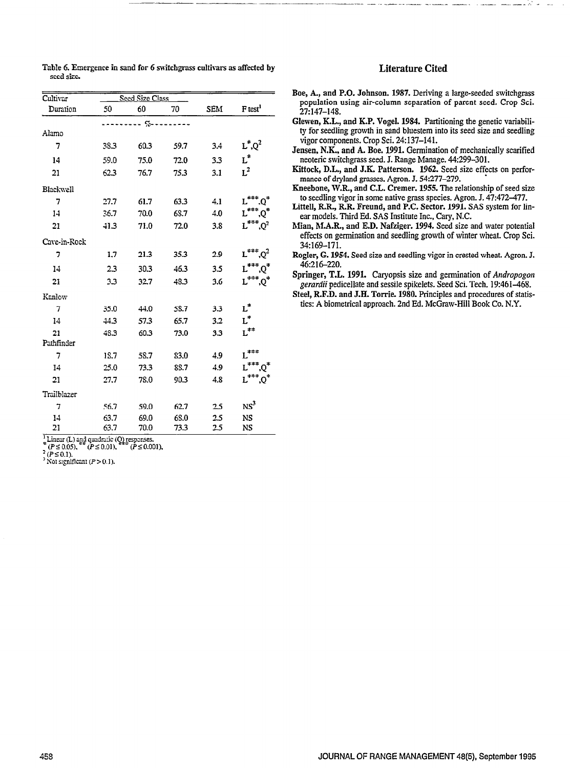Table 6. Emergence in sand for 6 switchgrass cultivars as affected by seed size.

| Cultivar Duration | Seed Size Class 50 | 60 | 70 | SEM | F test[1] |
|---|---|---|---|---|---|
| | ---------- % ---------- | | | | |
| Alamo | | | | | |
| 7 | 38.3 | 60.3 | 59.7 | 3.4 | L*,Q[2] |
| 14 | 59.0 | 75.0 | 72.0 | 3.3 | L* |
| 21 | 62.3 | 76.7 | 75.3 | 3.1 | L[2] |
| Blackwell | | | | | |
| 7 | 27.7 | 61.7 | 63.3 | 4.1 | L***,Q* |
| 14 | 36.7 | 70.0 | 68.7 | 4.0 | L***,Q* |
| 21 | 41.3 | 71.0 | 72.0 | 3.8 | L***,Q[2] |
| Cave-in-Rock | | | | | |
| 7 | 1.7 | 21.3 | 35.3 | 2.9 | L***,Q[2] |
| 14 | 2.3 | 30.3 | 46.3 | 3.5 | L***,Q* |
| 21 | 3.3 | 32.7 | 48.3 | 3.6 | L***,Q* |
| Kanlow | | | | | |
| 7 | 35.0 | 44.0 | 58.7 | 3.3 | L* |
| 14 | 44.3 | 57.3 | 65.7 | 3.2 | L* |
| 21 | 48.3 | 60.3 | 73.0 | 3.3 | L** |
| Pathfinder | | | | | |
| 7 | 18.7 | 58.7 | 83.0 | 4.9 | L*** |
| 14 | 25.0 | 73.3 | 88.7 | 4.9 | L***,Q* |
| 21 | 27.7 | 78.0 | 90.3 | 4.8 | L***,Q* |
| Trailblazer | | | | | |
| 7 | 56.7 | 59.0 | 62.7 | 2.5 | NS[3] |
| 14 | 63.7 | 69.0 | 68.0 | 2.5 | NS |
| 21 | 63.7 | 70.0 | 73.3 | 2.5 | NS |

[1] Linear (L) and quadratic (Q) responses.
* ($P \leq 0.05$). ** ($P \leq 0.01$). *** ($P \leq 0.001$).
[2] ($P \leq 0.1$).
[3] Not significant ($P > 0.1$).

## Literature Cited

Boe, A., and P.O. Johnson. 1987. Deriving a large-seeded switchgrass population using air-column separation of parent seed. Crop Sci. 27:147–148.

Glewen, K.L., and K.P. Vogel. 1984. Partitioning the genetic variability for seedling growth in sand bluestem into its seed size and seedling vigor components. Crop Sci. 24:137–141.

Jensen, N.K., and A. Boe. 1991. Germination of mechanically scarified neoteric switchgrass seed. J. Range Manage. 44:299–301.

Kittock, D.L., and J.K. Patterson. 1962. Seed size effects on performance of dryland grasses. Agron. J. 54:277–279.

Kneebone, W.R., and C.L. Cremer. 1955. The relationship of seed size to seedling vigor in some native grass species. Agron. J. 47:472–477.

Littell, R.R., R.R. Freund, and P.C. Sector. 1991. SAS system for linear models. Third Ed. SAS Institute Inc., Cary, N.C.

Mian, M.A.R., and E.D. Nafziger. 1994. Seed size and water potential effects on germination and seedling growth of winter wheat. Crop Sci. 34:169–171.

Rogler, G. 1954. Seed size and seedling vigor in crested wheat. Agron. J. 46:216–220.

Springer, T.L. 1991. Caryopsis size and germination of *Andropogon gerardii* pedicellate and sessile spikelets. Seed Sci. Tech. 19:461–468.

Steel, R.F.D. and J.H. Torrie. 1980. Principles and procedures of statistics: A biometrical approach. 2nd Ed. McGraw-Hill Book Co. N.Y.